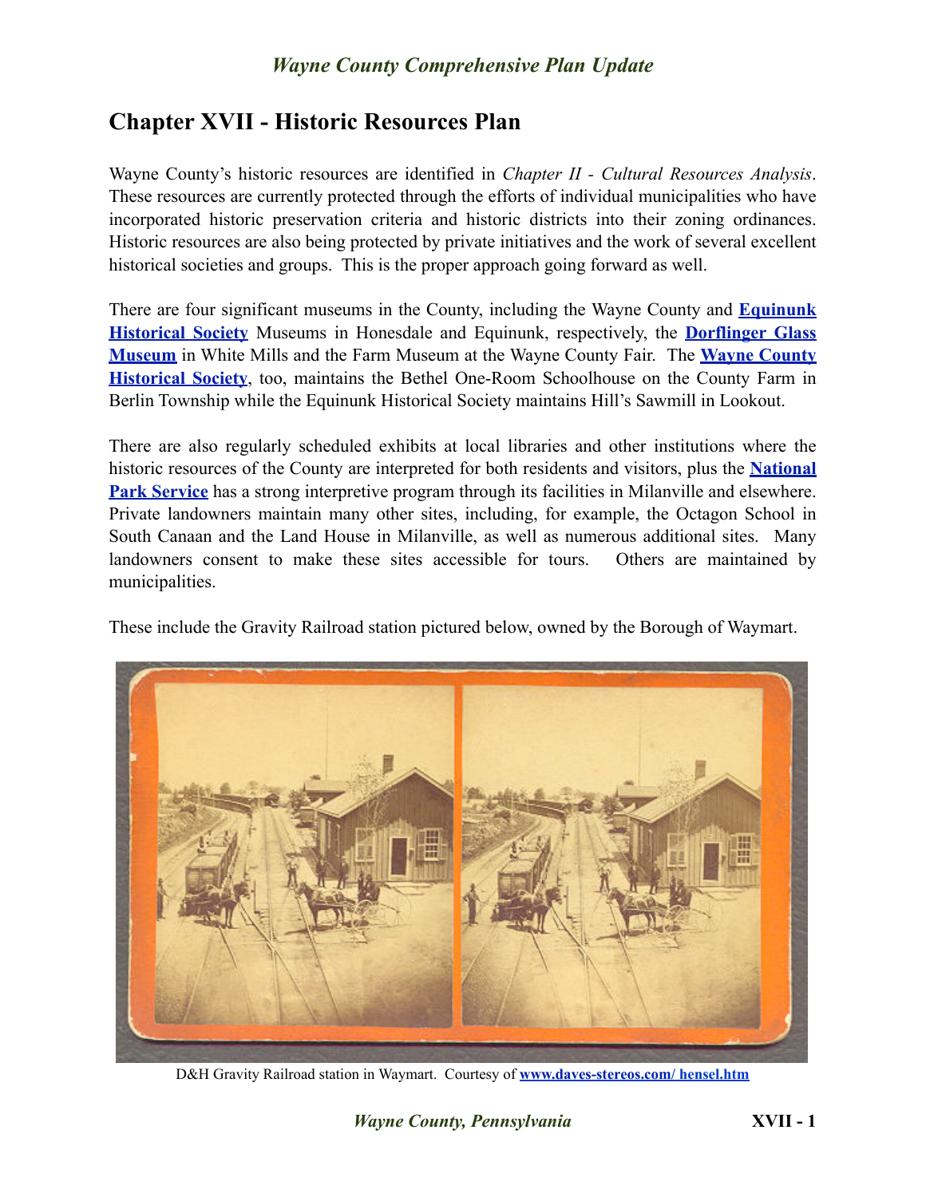# Chapter XVII - Historic Resources Plan

Wayne County's historic resources are identified in *Chapter II - Cultural Resources Analysis*. These resources are currently protected through the efforts of individual municipalities who have incorporated historic preservation criteria and historic districts into their zoning ordinances. Historic resources are also being protected by private initiatives and the work of several excellent historical societies and groups. This is the proper approach going forward as well.

There are four significant museums in the County, including the Wayne County and **Equinunk Historical Society** Museums in Honesdale and Equinunk, respectively, the **Dorflinger Glass Museum** in White Mills and the Farm Museum at the Wayne County Fair. The **Wayne County Historical Society**, too, maintains the Bethel One-Room Schoolhouse on the County Farm in Berlin Township while the Equinunk Historical Society maintains Hill's Sawmill in Lookout.

There are also regularly scheduled exhibits at local libraries and other institutions where the historic resources of the County are interpreted for both residents and visitors, plus the **National Park Service** has a strong interpretive program through its facilities in Milanville and elsewhere. Private landowners maintain many other sites, including, for example, the Octagon School in South Canaan and the Land House in Milanville, as well as numerous additional sites. Many landowners consent to make these sites accessible for tours. Others are maintained by municipalities.

These include the Gravity Railroad station pictured below, owned by the Borough of Waymart.

D&H Gravity Railroad station in Waymart. Courtesy of **www.daves-stereos.com/ hensel.htm**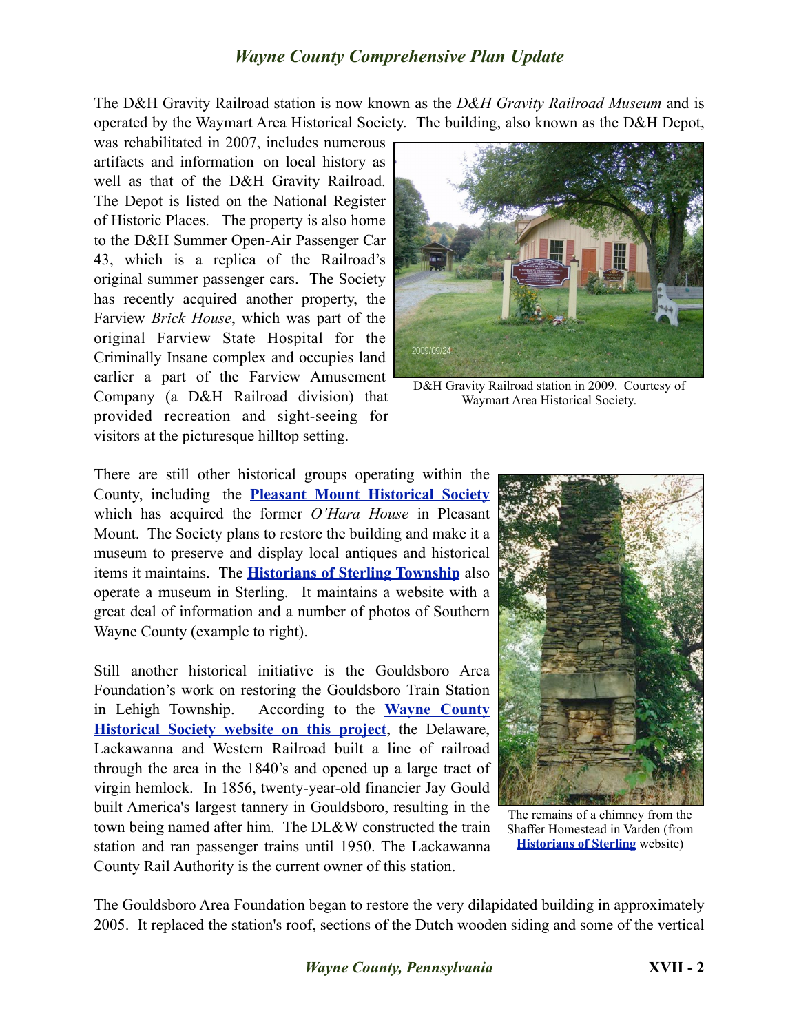The D&H Gravity Railroad station is now known as the *D&H Gravity Railroad Museum* and is operated by the Waymart Area Historical Society. The building, also known as the D&H Depot, was rehabilitated in 2007, includes numerous artifacts and information on local history as well as that of the D&H Gravity Railroad. The Depot is listed on the National Register of Historic Places. The property is also home to the D&H Summer Open-Air Passenger Car 43, which is a replica of the Railroad's original summer passenger cars. The Society has recently acquired another property, the Farview *Brick House*, which was part of the original Farview State Hospital for the Criminally Insane complex and occupies land earlier a part of the Farview Amusement Company (a D&H Railroad division) that provided recreation and sight-seeing for visitors at the picturesque hilltop setting.

D&H Gravity Railroad station in 2009. Courtesy of Waymart Area Historical Society.

There are still other historical groups operating within the County, including the **Pleasant Mount Historical Society** which has acquired the former *O'Hara House* in Pleasant Mount. The Society plans to restore the building and make it a museum to preserve and display local antiques and historical items it maintains. The **Historians of Sterling Township** also operate a museum in Sterling. It maintains a website with a great deal of information and a number of photos of Southern Wayne County (example to right).

Still another historical initiative is the Gouldsboro Area Foundation's work on restoring the Gouldsboro Train Station in Lehigh Township. According to the **Wayne County Historical Society website on this project**, the Delaware, Lackawanna and Western Railroad built a line of railroad through the area in the 1840's and opened up a large tract of virgin hemlock. In 1856, twenty-year-old financier Jay Gould built America's largest tannery in Gouldsboro, resulting in the town being named after him. The DL&W constructed the train station and ran passenger trains until 1950. The Lackawanna County Rail Authority is the current owner of this station.

The remains of a chimney from the Shaffer Homestead in Varden (from **Historians of Sterling** website)

The Gouldsboro Area Foundation began to restore the very dilapidated building in approximately 2005. It replaced the station's roof, sections of the Dutch wooden siding and some of the vertical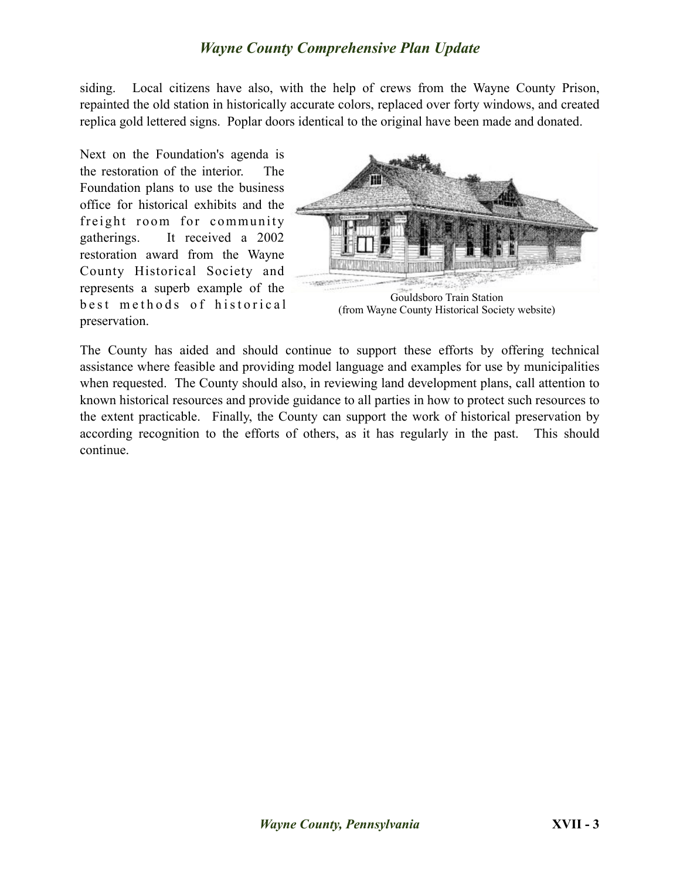siding. Local citizens have also, with the help of crews from the Wayne County Prison, repainted the old station in historically accurate colors, replaced over forty windows, and created replica gold lettered signs. Poplar doors identical to the original have been made and donated.

Next on the Foundation's agenda is the restoration of the interior. The Foundation plans to use the business office for historical exhibits and the freight room for community gatherings. It received a 2002 restoration award from the Wayne County Historical Society and represents a superb example of the best methods of historical preservation.

Gouldsboro Train Station
(from Wayne County Historical Society website)

The County has aided and should continue to support these efforts by offering technical assistance where feasible and providing model language and examples for use by municipalities when requested. The County should also, in reviewing land development plans, call attention to known historical resources and provide guidance to all parties in how to protect such resources to the extent practicable. Finally, the County can support the work of historical preservation by according recognition to the efforts of others, as it has regularly in the past. This should continue.